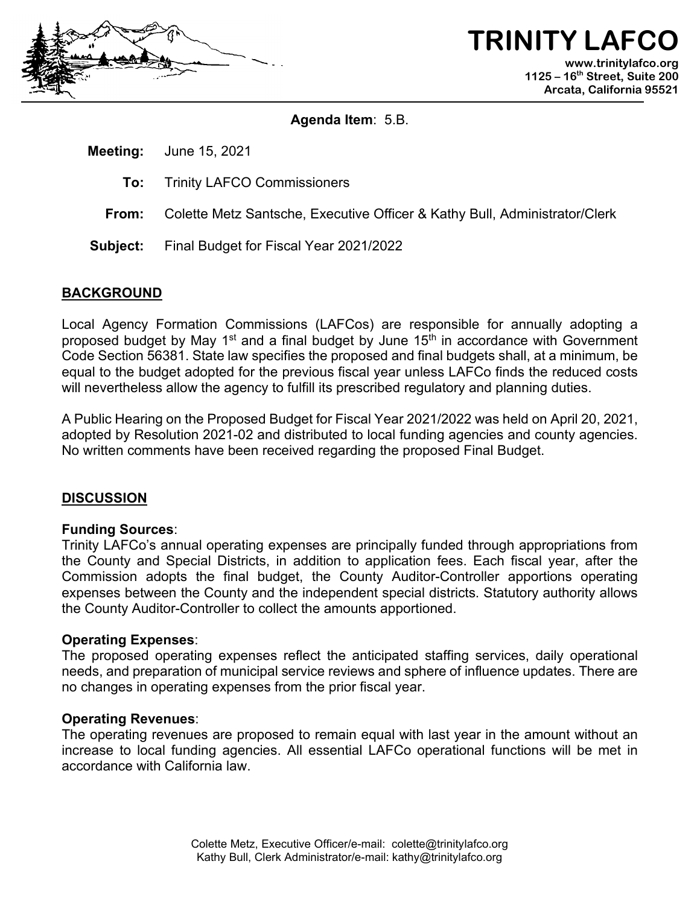# TRINITY LAFCO

www.trinitylafco.org
1125 – 16th Street, Suite 200
Arcata, California 95521

**Agenda Item**: 5.B.

**Meeting:** June 15, 2021

**To:** Trinity LAFCO Commissioners

**From:** Colette Metz Santsche, Executive Officer & Kathy Bull, Administrator/Clerk

**Subject:** Final Budget for Fiscal Year 2021/2022

## BACKGROUND

Local Agency Formation Commissions (LAFCos) are responsible for annually adopting a proposed budget by May 1st and a final budget by June 15th in accordance with Government Code Section 56381. State law specifies the proposed and final budgets shall, at a minimum, be equal to the budget adopted for the previous fiscal year unless LAFCo finds the reduced costs will nevertheless allow the agency to fulfill its prescribed regulatory and planning duties.

A Public Hearing on the Proposed Budget for Fiscal Year 2021/2022 was held on April 20, 2021, adopted by Resolution 2021-02 and distributed to local funding agencies and county agencies. No written comments have been received regarding the proposed Final Budget.

## DISCUSSION

### Funding Sources:

Trinity LAFCo's annual operating expenses are principally funded through appropriations from the County and Special Districts, in addition to application fees. Each fiscal year, after the Commission adopts the final budget, the County Auditor-Controller apportions operating expenses between the County and the independent special districts. Statutory authority allows the County Auditor-Controller to collect the amounts apportioned.

### Operating Expenses:

The proposed operating expenses reflect the anticipated staffing services, daily operational needs, and preparation of municipal service reviews and sphere of influence updates. There are no changes in operating expenses from the prior fiscal year.

### Operating Revenues:

The operating revenues are proposed to remain equal with last year in the amount without an increase to local funding agencies. All essential LAFCo operational functions will be met in accordance with California law.

Colette Metz, Executive Officer/e-mail: colette@trinitylafco.org
Kathy Bull, Clerk Administrator/e-mail: kathy@trinitylafco.org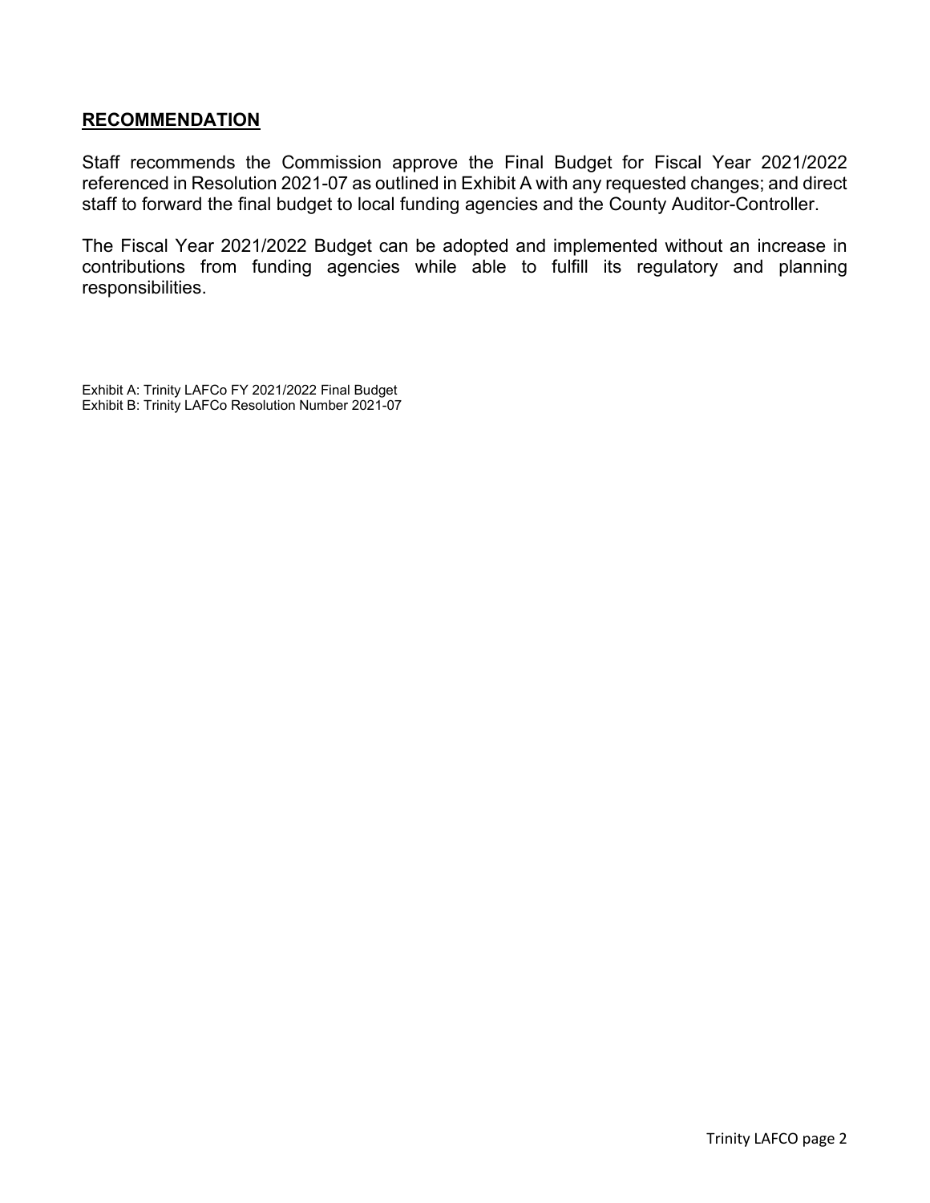## **RECOMMENDATION**

Staff recommends the Commission approve the Final Budget for Fiscal Year 2021/2022 referenced in Resolution 2021-07 as outlined in Exhibit A with any requested changes; and direct staff to forward the final budget to local funding agencies and the County Auditor-Controller.

The Fiscal Year 2021/2022 Budget can be adopted and implemented without an increase in contributions from funding agencies while able to fulfill its regulatory and planning responsibilities.

Exhibit A: Trinity LAFCo FY 2021/2022 Final Budget
Exhibit B: Trinity LAFCo Resolution Number 2021-07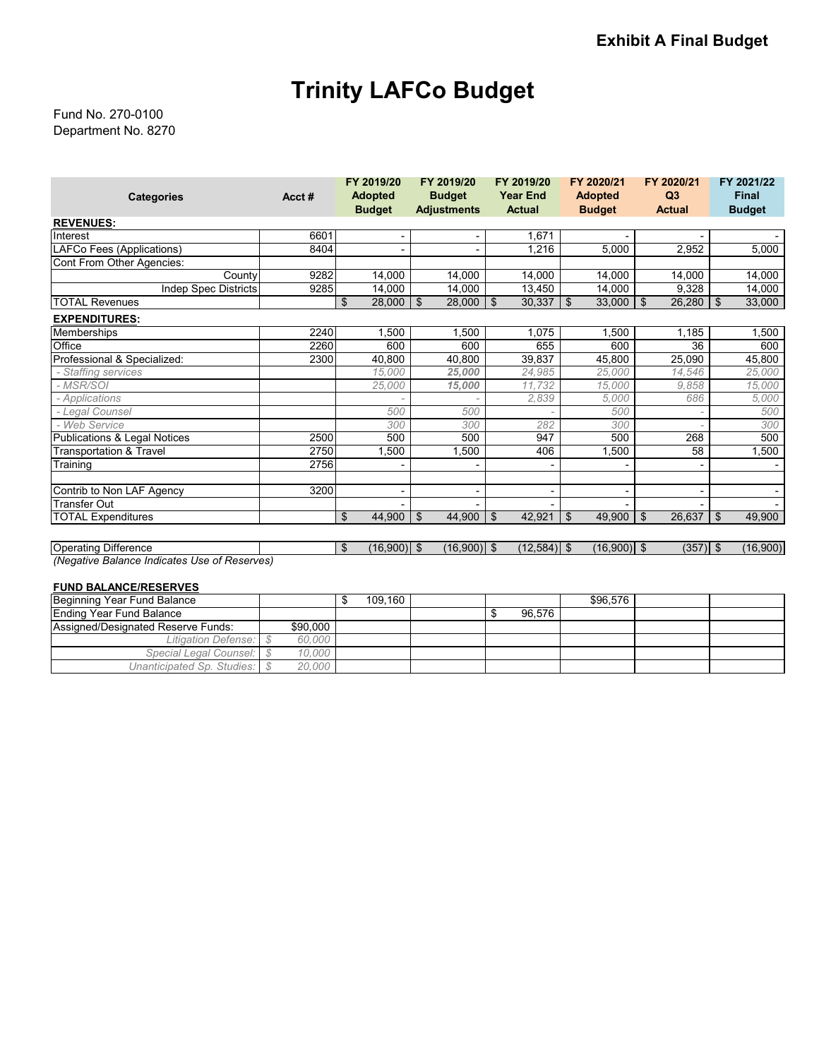**Exhibit A Final Budget**

# Trinity LAFCo Budget

Fund No. 270-0100
Department No. 8270

| Categories | Acct # | FY 2019/20 Adopted Budget | FY 2019/20 Budget Adjustments | FY 2019/20 Year End Actual | FY 2020/21 Adopted Budget | FY 2020/21 Q3 Actual | FY 2021/22 Final Budget |
|---|---|---|---|---|---|---|---|
| **REVENUES:** | | | | | | | |
| Interest | 6601 | - | - | 1,671 | - | - | - |
| LAFCo Fees (Applications) | 8404 | - | - | 1,216 | 5,000 | 2,952 | 5,000 |
| Cont From Other Agencies: | | | | | | | |
| County | 9282 | 14,000 | 14,000 | 14,000 | 14,000 | 14,000 | 14,000 |
| Indep Spec Districts | 9285 | 14,000 | 14,000 | 13,450 | 14,000 | 9,328 | 14,000 |
| TOTAL Revenues | | $ 28,000 | $ 28,000 | $ 30,337 | $ 33,000 | $ 26,280 | $ 33,000 |
| **EXPENDITURES:** | | | | | | | |
| Memberships | 2240 | 1,500 | 1,500 | 1,075 | 1,500 | 1,185 | 1,500 |
| Office | 2260 | 600 | 600 | 655 | 600 | 36 | 600 |
| Professional & Specialized: | 2300 | 40,800 | 40,800 | 39,837 | 45,800 | 25,090 | 45,800 |
| *- Staffing services* | | *15,000* | ***25,000*** | *24,985* | *25,000* | *14,546* | *25,000* |
| *- MSR/SOI* | | *25,000* | ***15,000*** | *11,732* | *15,000* | *9,858* | *15,000* |
| *- Applications* | | *-* | *-* | *2,839* | *5,000* | *686* | *5,000* |
| *- Legal Counsel* | | *500* | *500* | *-* | *500* | *-* | *500* |
| *- Web Service* | | *300* | *300* | *282* | *300* | *-* | *300* |
| Publications & Legal Notices | 2500 | 500 | 500 | 947 | 500 | 268 | 500 |
| Transportation & Travel | 2750 | 1,500 | 1,500 | 406 | 1,500 | 58 | 1,500 |
| Training | 2756 | - | - | - | - | - | - |
| | | | | | | | |
| Contrib to Non LAF Agency | 3200 | - | - | - | - | - | - |
| Transfer Out | | - | - | - | - | - | - |
| TOTAL Expenditures | | $ 44,900 | $ 44,900 | $ 42,921 | $ 49,900 | $ 26,637 | $ 49,900 |
| | | | | | | | |
| Operating Difference | | $ (16,900) | $ (16,900) | $ (12,584) | $ (16,900) | $ (357) | $ (16,900) |

*(Negative Balance Indicates Use of Reserves)*

**FUND BALANCE/RESERVES**

| | | | | | | | |
|---|---|---|---|---|---|---|---|
| Beginning Year Fund Balance | | $ 109,160 | | | $96,576 | | |
| Ending Year Fund Balance | | | | $ 96,576 | | | |
| Assigned/Designated Reserve Funds: | $90,000 | | | | | | |
| *Litigation Defense:* | *$ 60,000* | | | | | | |
| *Special Legal Counsel:* | *$ 10,000* | | | | | | |
| *Unanticipated Sp. Studies:* | *$ 20,000* | | | | | | |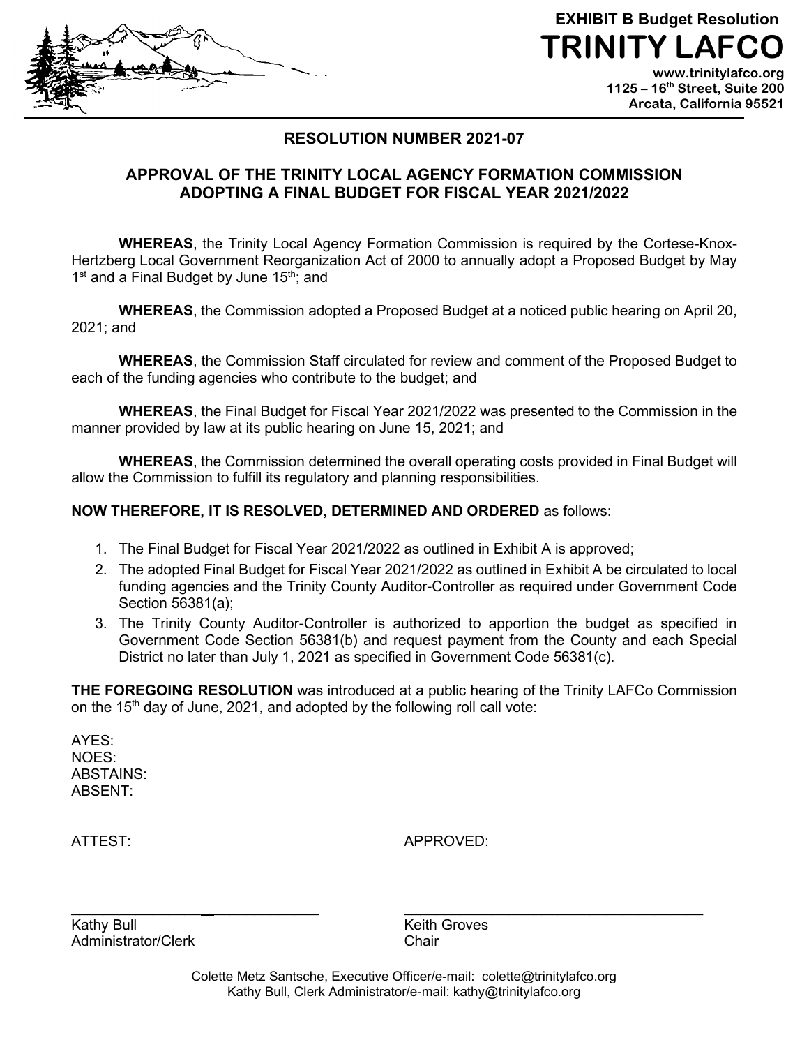**EXHIBIT B Budget Resolution**

# TRINITY LAFCO

**www.trinitylafco.org**
**1125 – 16th Street, Suite 200**
**Arcata, California 95521**

## RESOLUTION NUMBER 2021-07

## APPROVAL OF THE TRINITY LOCAL AGENCY FORMATION COMMISSION ADOPTING A FINAL BUDGET FOR FISCAL YEAR 2021/2022

**WHEREAS**, the Trinity Local Agency Formation Commission is required by the Cortese-Knox-Hertzberg Local Government Reorganization Act of 2000 to annually adopt a Proposed Budget by May 1st and a Final Budget by June 15th; and

**WHEREAS**, the Commission adopted a Proposed Budget at a noticed public hearing on April 20, 2021; and

**WHEREAS**, the Commission Staff circulated for review and comment of the Proposed Budget to each of the funding agencies who contribute to the budget; and

**WHEREAS**, the Final Budget for Fiscal Year 2021/2022 was presented to the Commission in the manner provided by law at its public hearing on June 15, 2021; and

**WHEREAS**, the Commission determined the overall operating costs provided in Final Budget will allow the Commission to fulfill its regulatory and planning responsibilities.

**NOW THEREFORE, IT IS RESOLVED, DETERMINED AND ORDERED** as follows:

1. The Final Budget for Fiscal Year 2021/2022 as outlined in Exhibit A is approved;
2. The adopted Final Budget for Fiscal Year 2021/2022 as outlined in Exhibit A be circulated to local funding agencies and the Trinity County Auditor-Controller as required under Government Code Section 56381(a);
3. The Trinity County Auditor-Controller is authorized to apportion the budget as specified in Government Code Section 56381(b) and request payment from the County and each Special District no later than July 1, 2021 as specified in Government Code 56381(c).

**THE FOREGOING RESOLUTION** was introduced at a public hearing of the Trinity LAFCo Commission on the 15th day of June, 2021, and adopted by the following roll call vote:

AYES:
NOES:
ABSTAINS:
ABSENT:

ATTEST:

______________________________
Kathy Bull
Administrator/Clerk

APPROVED:

______________________________
Keith Groves
Chair

Colette Metz Santsche, Executive Officer/e-mail: colette@trinitylafco.org
Kathy Bull, Clerk Administrator/e-mail: kathy@trinitylafco.org